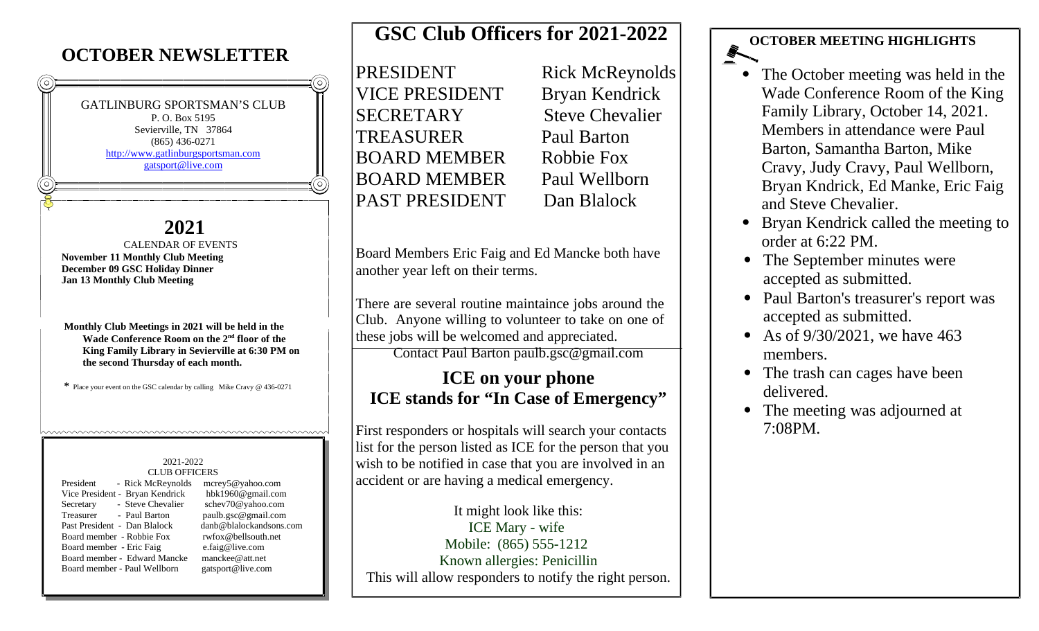# OCTOBER NEWSLETTER

GATLINBURG SPORTSMAN'S CLUB
P. O. Box 5195
Sevierville, TN 37864
(865) 436-0271
http://www.gatlinburgsportsman.com
gatsport@live.com

## 2021

CALENDAR OF EVENTS

**November 11 Monthly Club Meeting**
**December 09 GSC Holiday Dinner**
**Jan 13 Monthly Club Meeting**

**Monthly Club Meetings in 2021 will be held in the Wade Conference Room on the 2nd floor of the King Family Library in Sevierville at 6:30 PM on the second Thursday of each month.**

* Place your event on the GSC calendar by calling Mike Cravy @ 436-0271

2021-2022
CLUB OFFICERS

| | | |
|---|---|---|
| President | Rick McReynolds | mcrey5@yahoo.com |
| Vice President | Bryan Kendrick | hbk1960@gmail.com |
| Secretary | Steve Chevalier | schev70@yahoo.com |
| Treasurer | Paul Barton | paulb.gsc@gmail.com |
| Past President | Dan Blalock | danb@blalockandsons.com |
| Board member | Robbie Fox | rwfox@bellsouth.net |
| Board member | Eric Faig | e.faig@live.com |
| Board member | Edward Mancke | manckee@att.net |
| Board member | Paul Wellborn | gatsport@live.com |

# GSC Club Officers for 2021-2022

| | |
|---|---|
| PRESIDENT | Rick McReynolds |
| VICE PRESIDENT | Bryan Kendrick |
| SECRETARY | Steve Chevalier |
| TREASURER | Paul Barton |
| BOARD MEMBER | Robbie Fox |
| BOARD MEMBER | Paul Wellborn |
| PAST PRESIDENT | Dan Blalock |

Board Members Eric Faig and Ed Mancke both have another year left on their terms.

There are several routine maintaince jobs around the Club. Anyone willing to volunteer to take on one of these jobs will be welcomed and appreciated.
Contact Paul Barton paulb.gsc@gmail.com

## ICE on your phone
## ICE stands for "In Case of Emergency"

First responders or hospitals will search your contacts list for the person listed as ICE for the person that you wish to be notified in case that you are involved in an accident or are having a medical emergency.

It might look like this:
ICE Mary - wife
Mobile: (865) 555-1212
Known allergies: Penicillin
This will allow responders to notify the right person.

### OCTOBER MEETING HIGHLIGHTS

- The October meeting was held in the Wade Conference Room of the King Family Library, October 14, 2021. Members in attendance were Paul Barton, Samantha Barton, Mike Cravy, Judy Cravy, Paul Wellborn, Bryan Kndrick, Ed Manke, Eric Faig and Steve Chevalier.
- Bryan Kendrick called the meeting to order at 6:22 PM.
- The September minutes were accepted as submitted.
- Paul Barton's treasurer's report was accepted as submitted.
- As of 9/30/2021, we have 463 members.
- The trash can cages have been delivered.
- The meeting was adjourned at 7:08PM.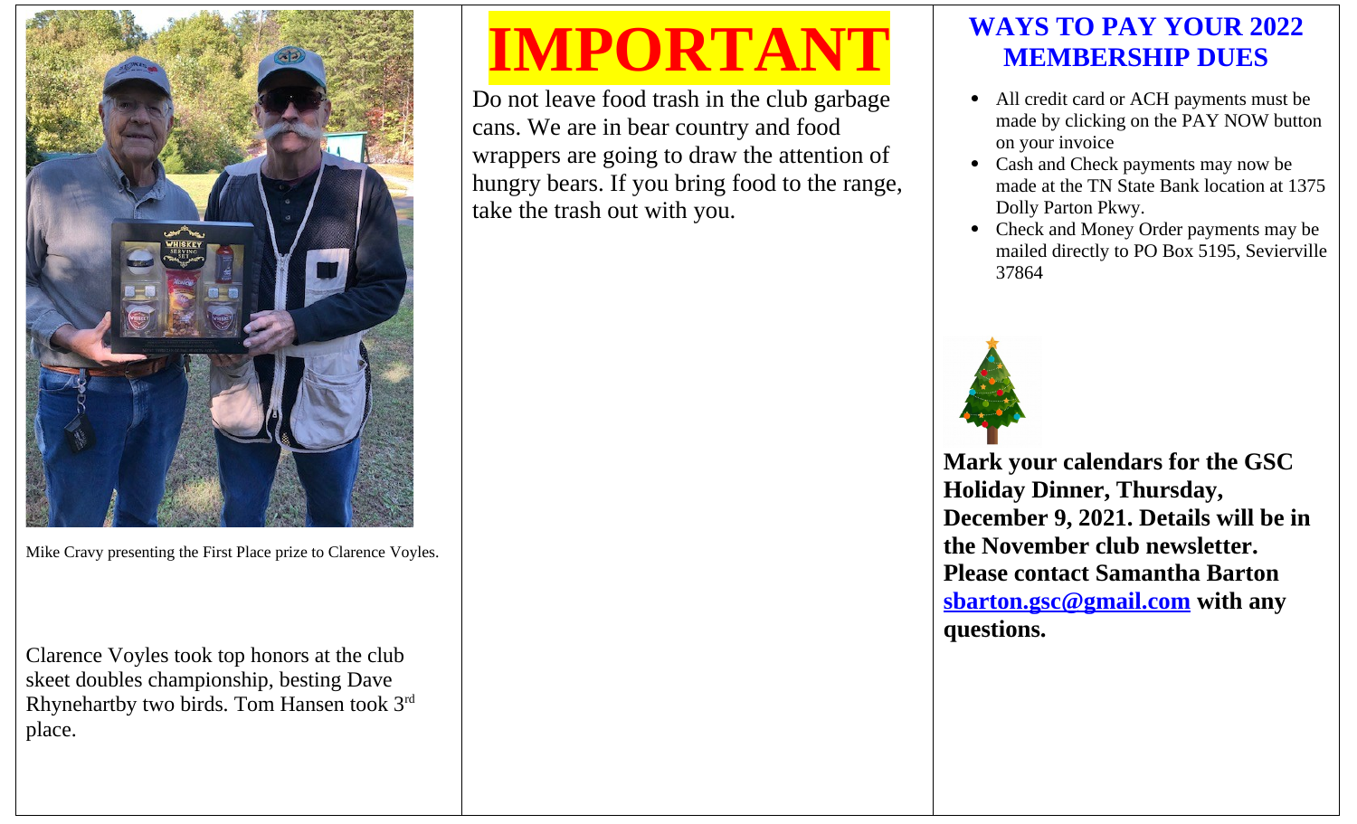Mike Cravy presenting the First Place prize to Clarence Voyles.

Clarence Voyles took top honors at the club skeet doubles championship, besting Dave Rhynehartby two birds. Tom Hansen took 3rd place.

# IMPORTANT

Do not leave food trash in the club garbage cans. We are in bear country and food wrappers are going to draw the attention of hungry bears. If you bring food to the range, take the trash out with you.

## WAYS TO PAY YOUR 2022 MEMBERSHIP DUES

- All credit card or ACH payments must be made by clicking on the PAY NOW button on your invoice
- Cash and Check payments may now be made at the TN State Bank location at 1375 Dolly Parton Pkwy.
- Check and Money Order payments may be mailed directly to PO Box 5195, Sevierville 37864

**Mark your calendars for the GSC Holiday Dinner, Thursday, December 9, 2021. Details will be in the November club newsletter. Please contact Samantha Barton sbarton.gsc@gmail.com with any questions.**